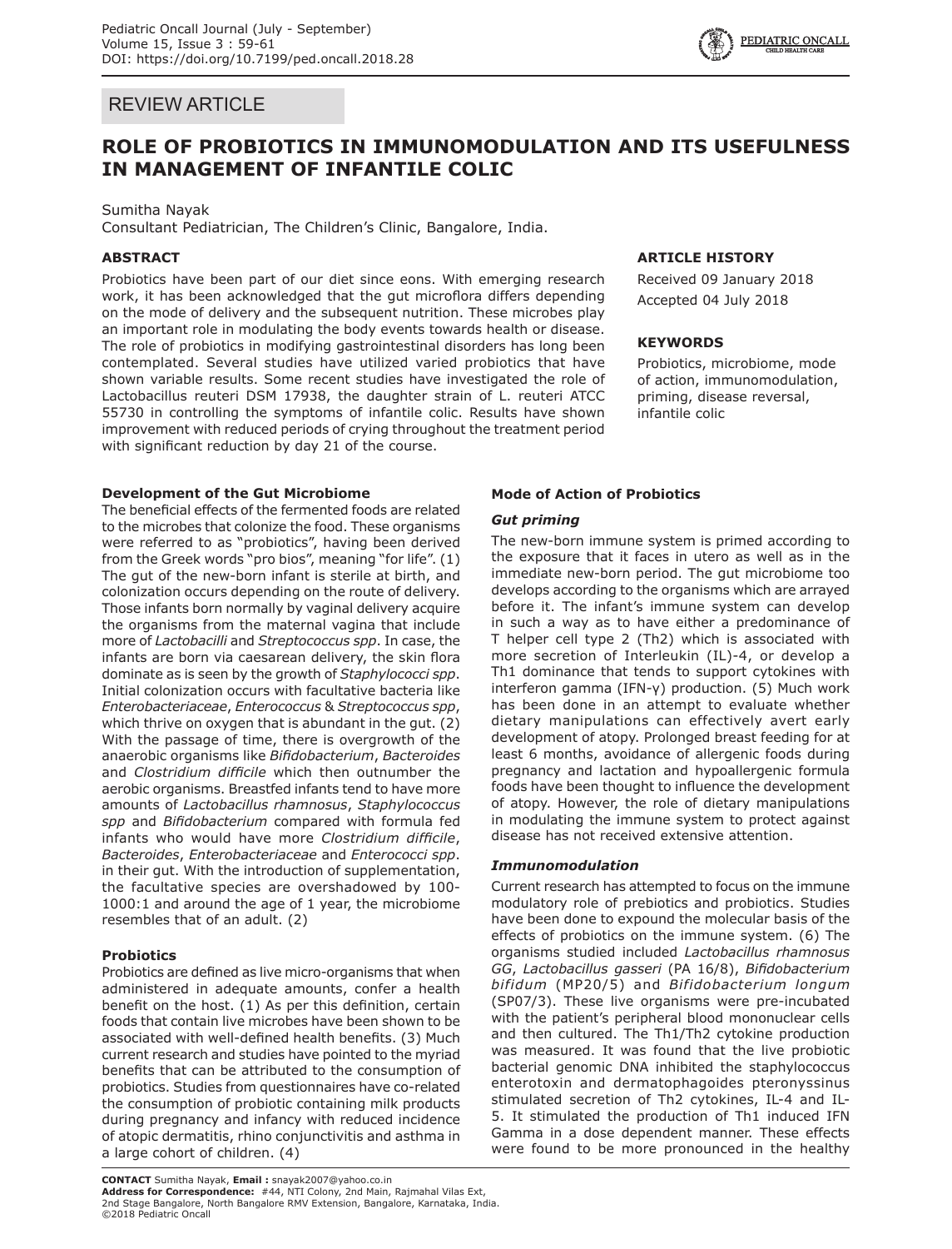REVIEW ARTICLE

# ROLE OF PROBIOTICS IN IMMUNOMODULATION AND ITS USEFULNESS IN MANAGEMENT OF INFANTILE COLIC

Sumitha Nayak
Consultant Pediatrician, The Children's Clinic, Bangalore, India.

## ABSTRACT

Probiotics have been part of our diet since eons. With emerging research work, it has been acknowledged that the gut microflora differs depending on the mode of delivery and the subsequent nutrition. These microbes play an important role in modulating the body events towards health or disease. The role of probiotics in modifying gastrointestinal disorders has long been contemplated. Several studies have utilized varied probiotics that have shown variable results. Some recent studies have investigated the role of Lactobacillus reuteri DSM 17938, the daughter strain of L. reuteri ATCC 55730 in controlling the symptoms of infantile colic. Results have shown improvement with reduced periods of crying throughout the treatment period with significant reduction by day 21 of the course.

## ARTICLE HISTORY

Received 09 January 2018
Accepted 04 July 2018

## KEYWORDS

Probiotics, microbiome, mode of action, immunomodulation, priming, disease reversal, infantile colic

### Development of the Gut Microbiome

The beneficial effects of the fermented foods are related to the microbes that colonize the food. These organisms were referred to as "probiotics", having been derived from the Greek words "pro bios", meaning "for life". (1) The gut of the new-born infant is sterile at birth, and colonization occurs depending on the route of delivery. Those infants born normally by vaginal delivery acquire the organisms from the maternal vagina that include more of *Lactobacilli* and *Streptococcus spp*. In case, the infants are born via caesarean delivery, the skin flora dominate as is seen by the growth of *Staphylococci spp*. Initial colonization occurs with facultative bacteria like *Enterobacteriaceae*, *Enterococcus* & *Streptococcus spp*, which thrive on oxygen that is abundant in the gut. (2) With the passage of time, there is overgrowth of the anaerobic organisms like *Bifidobacterium*, *Bacteroides* and *Clostridium difficile* which then outnumber the aerobic organisms. Breastfed infants tend to have more amounts of *Lactobacillus rhamnosus*, *Staphylococcus spp* and *Bifidobacterium* compared with formula fed infants who would have more *Clostridium difficile*, *Bacteroides*, *Enterobacteriaceae* and *Enterococci spp*. in their gut. With the introduction of supplementation, the facultative species are overshadowed by 100-1000:1 and around the age of 1 year, the microbiome resembles that of an adult. (2)

### Probiotics

Probiotics are defined as live micro-organisms that when administered in adequate amounts, confer a health benefit on the host. (1) As per this definition, certain foods that contain live microbes have been shown to be associated with well-defined health benefits. (3) Much current research and studies have pointed to the myriad benefits that can be attributed to the consumption of probiotics. Studies from questionnaires have co-related the consumption of probiotic containing milk products during pregnancy and infancy with reduced incidence of atopic dermatitis, rhino conjunctivitis and asthma in a large cohort of children. (4)

### Mode of Action of Probiotics

#### *Gut priming*

The new-born immune system is primed according to the exposure that it faces in utero as well as in the immediate new-born period. The gut microbiome too develops according to the organisms which are arrayed before it. The infant's immune system can develop in such a way as to have either a predominance of T helper cell type 2 (Th2) which is associated with more secretion of Interleukin (IL)-4, or develop a Th1 dominance that tends to support cytokines with interferon gamma (IFN-γ) production. (5) Much work has been done in an attempt to evaluate whether dietary manipulations can effectively avert early development of atopy. Prolonged breast feeding for at least 6 months, avoidance of allergenic foods during pregnancy and lactation and hypoallergenic formula foods have been thought to influence the development of atopy. However, the role of dietary manipulations in modulating the immune system to protect against disease has not received extensive attention.

#### *Immunomodulation*

Current research has attempted to focus on the immune modulatory role of prebiotics and probiotics. Studies have been done to expound the molecular basis of the effects of probiotics on the immune system. (6) The organisms studied included *Lactobacillus rhamnosus GG*, *Lactobacillus gasseri* (PA 16/8), *Bifidobacterium bifidum* (MP20/5) and *Bifidobacterium longum* (SP07/3). These live organisms were pre-incubated with the patient's peripheral blood mononuclear cells and then cultured. The Th1/Th2 cytokine production was measured. It was found that the live probiotic bacterial genomic DNA inhibited the staphylococcus enterotoxin and dermatophagoides pteronyssinus stimulated secretion of Th2 cytokines, IL-4 and IL-5. It stimulated the production of Th1 induced IFN Gamma in a dose dependent manner. These effects were found to be more pronounced in the healthy

**CONTACT** Sumitha Nayak, **Email :** snayak2007@yahoo.co.in
**Address for Correspondence:** #44, NTI Colony, 2nd Main, Rajmahal Vilas Ext, 2nd Stage Bangalore, North Bangalore RMV Extension, Bangalore, Karnataka, India.
©2018 Pediatric Oncall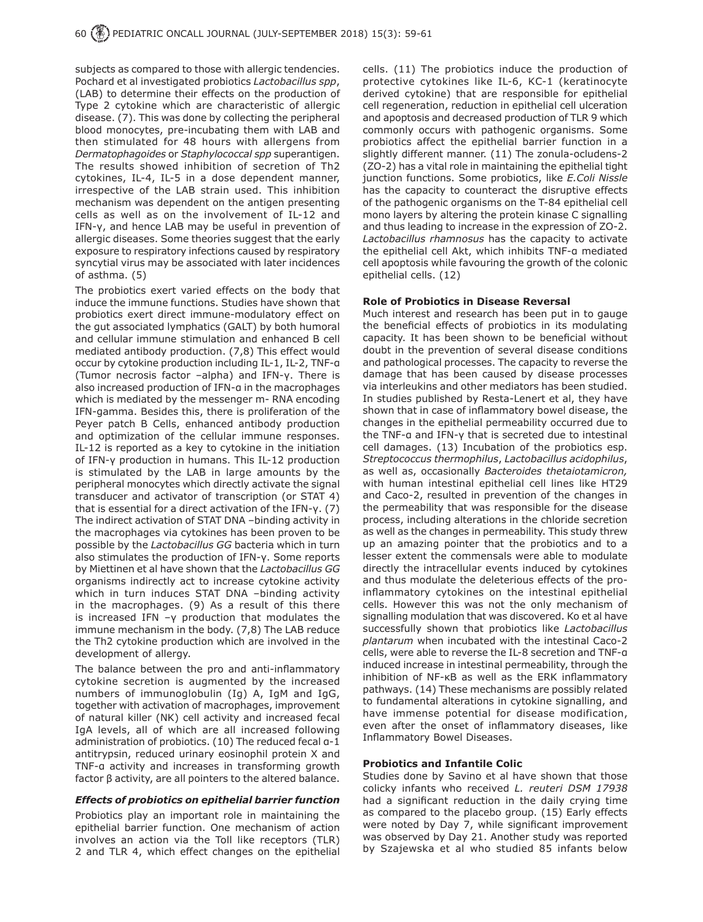subjects as compared to those with allergic tendencies. Pochard et al investigated probiotics *Lactobacillus spp*, (LAB) to determine their effects on the production of Type 2 cytokine which are characteristic of allergic disease. (7). This was done by collecting the peripheral blood monocytes, pre-incubating them with LAB and then stimulated for 48 hours with allergens from *Dermatophagoides* or *Staphylococcal spp* superantigen. The results showed inhibition of secretion of Th2 cytokines, IL-4, IL-5 in a dose dependent manner, irrespective of the LAB strain used. This inhibition mechanism was dependent on the antigen presenting cells as well as on the involvement of IL-12 and IFN-γ, and hence LAB may be useful in prevention of allergic diseases. Some theories suggest that the early exposure to respiratory infections caused by respiratory syncytial virus may be associated with later incidences of asthma. (5)

The probiotics exert varied effects on the body that induce the immune functions. Studies have shown that probiotics exert direct immune-modulatory effect on the gut associated lymphatics (GALT) by both humoral and cellular immune stimulation and enhanced B cell mediated antibody production. (7,8) This effect would occur by cytokine production including IL-1, IL-2, TNF-α (Tumor necrosis factor –alpha) and IFN-γ. There is also increased production of IFN-α in the macrophages which is mediated by the messenger m- RNA encoding IFN-gamma. Besides this, there is proliferation of the Peyer patch B Cells, enhanced antibody production and optimization of the cellular immune responses. IL-12 is reported as a key to cytokine in the initiation of IFN-γ production in humans. This IL-12 production is stimulated by the LAB in large amounts by the peripheral monocytes which directly activate the signal transducer and activator of transcription (or STAT 4) that is essential for a direct activation of the IFN-γ. (7) The indirect activation of STAT DNA –binding activity in the macrophages via cytokines has been proven to be possible by the *Lactobacillus GG* bacteria which in turn also stimulates the production of IFN-γ. Some reports by Miettinen et al have shown that the *Lactobacillus GG* organisms indirectly act to increase cytokine activity which in turn induces STAT DNA –binding activity in the macrophages. (9) As a result of this there is increased IFN –γ production that modulates the immune mechanism in the body. (7,8) The LAB reduce the Th2 cytokine production which are involved in the development of allergy.

The balance between the pro and anti-inflammatory cytokine secretion is augmented by the increased numbers of immunoglobulin (Ig) A, IgM and IgG, together with activation of macrophages, improvement of natural killer (NK) cell activity and increased fecal IgA levels, all of which are all increased following administration of probiotics. (10) The reduced fecal α-1 antitrypsin, reduced urinary eosinophil protein X and TNF-α activity and increases in transforming growth factor β activity, are all pointers to the altered balance.

### *Effects of probiotics on epithelial barrier function*

Probiotics play an important role in maintaining the epithelial barrier function. One mechanism of action involves an action via the Toll like receptors (TLR) 2 and TLR 4, which effect changes on the epithelial cells. (11) The probiotics induce the production of protective cytokines like IL-6, KC-1 (keratinocyte derived cytokine) that are responsible for epithelial cell regeneration, reduction in epithelial cell ulceration and apoptosis and decreased production of TLR 9 which commonly occurs with pathogenic organisms. Some probiotics affect the epithelial barrier function in a slightly different manner. (11) The zonula-ocludens-2 (ZO-2) has a vital role in maintaining the epithelial tight junction functions. Some probiotics, like *E.Coli Nissle* has the capacity to counteract the disruptive effects of the pathogenic organisms on the T-84 epithelial cell mono layers by altering the protein kinase C signalling and thus leading to increase in the expression of ZO-2. *Lactobacillus rhamnosus* has the capacity to activate the epithelial cell Akt, which inhibits TNF-α mediated cell apoptosis while favouring the growth of the colonic epithelial cells. (12)

### **Role of Probiotics in Disease Reversal**

Much interest and research has been put in to gauge the beneficial effects of probiotics in its modulating capacity. It has been shown to be beneficial without doubt in the prevention of several disease conditions and pathological processes. The capacity to reverse the damage that has been caused by disease processes via interleukins and other mediators has been studied. In studies published by Resta-Lenert et al, they have shown that in case of inflammatory bowel disease, the changes in the epithelial permeability occurred due to the TNF-α and IFN-γ that is secreted due to intestinal cell damages. (13) Incubation of the probiotics esp. *Streptococcus thermophilus*, *Lactobacillus acidophilus*, as well as, occasionally *Bacteroides thetaiotamicron,* with human intestinal epithelial cell lines like HT29 and Caco-2, resulted in prevention of the changes in the permeability that was responsible for the disease process, including alterations in the chloride secretion as well as the changes in permeability. This study threw up an amazing pointer that the probiotics and to a lesser extent the commensals were able to modulate directly the intracellular events induced by cytokines and thus modulate the deleterious effects of the pro-inflammatory cytokines on the intestinal epithelial cells. However this was not the only mechanism of signalling modulation that was discovered. Ko et al have successfully shown that probiotics like *Lactobacillus plantarum* when incubated with the intestinal Caco-2 cells, were able to reverse the IL-8 secretion and TNF-α induced increase in intestinal permeability, through the inhibition of NF-κB as well as the ERK inflammatory pathways. (14) These mechanisms are possibly related to fundamental alterations in cytokine signalling, and have immense potential for disease modification, even after the onset of inflammatory diseases, like Inflammatory Bowel Diseases.

### **Probiotics and Infantile Colic**

Studies done by Savino et al have shown that those colicky infants who received *L. reuteri DSM 17938* had a significant reduction in the daily crying time as compared to the placebo group. (15) Early effects were noted by Day 7, while significant improvement was observed by Day 21. Another study was reported by Szajewska et al who studied 85 infants below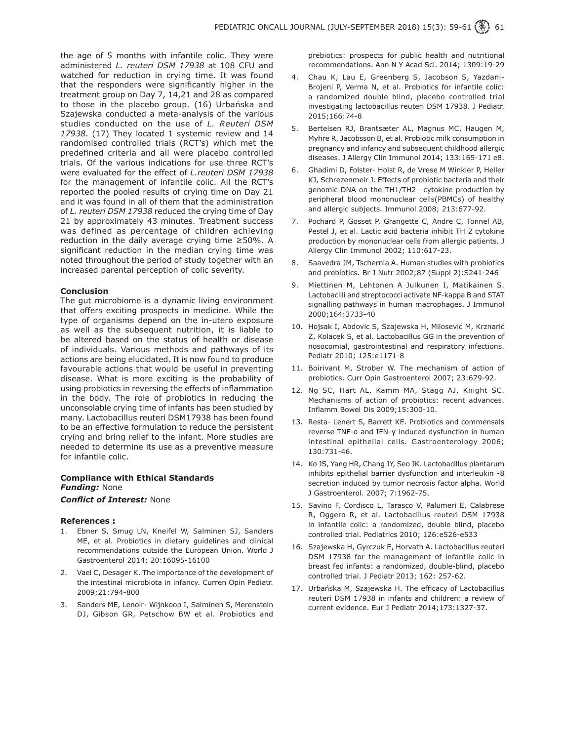the age of 5 months with infantile colic. They were administered *L. reuteri DSM 17938* at 108 CFU and watched for reduction in crying time. It was found that the responders were significantly higher in the treatment group on Day 7, 14,21 and 28 as compared to those in the placebo group. (16) Urbańska and Szajewska conducted a meta-analysis of the various studies conducted on the use of *L. Reuteri DSM 17938*. (17) They located 1 systemic review and 14 randomised controlled trials (RCT's) which met the predefined criteria and all were placebo controlled trials. Of the various indications for use three RCT's were evaluated for the effect of *L.reuteri DSM 17938* for the management of infantile colic. All the RCT's reported the pooled results of crying time on Day 21 and it was found in all of them that the administration of *L. reuteri DSM 17938* reduced the crying time of Day 21 by approximately 43 minutes. Treatment success was defined as percentage of children achieving reduction in the daily average crying time ≥50%. A significant reduction in the median crying time was noted throughout the period of study together with an increased parental perception of colic severity.

**Conclusion**

The gut microbiome is a dynamic living environment that offers exciting prospects in medicine. While the type of organisms depend on the in-utero exposure as well as the subsequent nutrition, it is liable to be altered based on the status of health or disease of individuals. Various methods and pathways of its actions are being elucidated. It is now found to produce favourable actions that would be useful in preventing disease. What is more exciting is the probability of using probiotics in reversing the effects of inflammation in the body. The role of probiotics in reducing the unconsolable crying time of infants has been studied by many. Lactobacillus reuteri DSM17938 has been found to be an effective formulation to reduce the persistent crying and bring relief to the infant. More studies are needed to determine its use as a preventive measure for infantile colic.

**Compliance with Ethical Standards**

***Funding:*** None

***Conflict of Interest:*** None

**References :**

1. Ebner S, Smug LN, Kneifel W, Salminen SJ, Sanders ME, et al. Probiotics in dietary guidelines and clinical recommendations outside the European Union. World J Gastroenterol 2014; 20:16095-16100
2. Vael C, Desager K. The importance of the development of the intestinal microbiota in infancy. Curren Opin Pediatr. 2009;21:794-800
3. Sanders ME, Lenoir- Wijnkoop I, Salminen S, Merenstein DJ, Gibson GR, Petschow BW et al. Probiotics and prebiotics: prospects for public health and nutritional recommendations. Ann N Y Acad Sci. 2014; 1309:19-29
4. Chau K, Lau E, Greenberg S, Jacobson S, Yazdani-Brojeni P, Verma N, et al. Probiotics for infantile colic: a randomized double blind, placebo controlled trial investigating lactobacillus reuteri DSM 17938. J Pediatr. 2015;166:74-8
5. Bertelsen RJ, Brantsæter AL, Magnus MC, Haugen M, Myhre R, Jacobsson B, et al. Probiotic milk consumption in pregnancy and infancy and subsequent childhood allergic diseases. J Allergy Clin Immunol 2014; 133:165-171 e8.
6. Ghadimi D, Folster- Holst R, de Vrese M Winkler P, Heller KJ, Schrezenmeir J. Effects of probiotic bacteria and their genomic DNA on the TH1/TH2 –cytokine production by peripheral blood mononuclear cells(PBMCs) of healthy and allergic subjects. Immunol 2008; 213:677-92.
7. Pochard P, Gosset P, Grangette C, Andre C, Tonnel AB, Pestel J, et al. Lactic acid bacteria inhibit TH 2 cytokine production by mononuclear cells from allergic patients. J Allergy Clin Immunol 2002; 110:617-23.
8. Saavedra JM, Tschernia A. Human studies with probiotics and prebiotics. Br J Nutr 2002;87 (Suppl 2):S241-246
9. Miettinen M, Lehtonen A Julkunen I, Matikainen S. Lactobacilli and streptococci activate NF-kappa B and STAT signalling pathways in human macrophages. J Immunol 2000;164:3733-40
10. Hojsak I, Abdovic S, Szajewska H, Milosević M, Krznarić Z, Kolacek S, et al. Lactobacillus GG in the prevention of nosocomial, gastrointestinal and respiratory infections. Pediatr 2010; 125:e1171-8
11. Boirivant M, Strober W. The mechanism of action of probiotics. Curr Opin Gastroenterol 2007; 23:679-92.
12. Ng SC, Hart AL, Kamm MA, Stagg AJ, Knight SC. Mechanisms of action of probiotics: recent advances. Inflamm Bowel Dis 2009;15:300-10.
13. Resta- Lenert S, Barrett KE. Probiotics and commensals reverse TNF-α and IFN-γ induced dysfunction in human intestinal epithelial cells. Gastroenterology 2006; 130:731-46.
14. Ko JS, Yang HR, Chang JY, Seo JK. Lactobacillus plantarum inhibits epithelial barrier dysfunction and interleukin -8 secretion induced by tumor necrosis factor alpha. World J Gastroenterol. 2007; 7:1962-75.
15. Savino F, Cordisco L, Tarasco V, Palumeri E, Calabrese R, Oggero R, et al. Lactobacillus reuteri DSM 17938 in infantile colic: a randomized, double blind, placebo controlled trial. Pediatrics 2010; 126:e526-e533
16. Szajewska H, Gyrczuk E, Horvath A. Lactobacillus reuteri DSM 17938 for the management of infantile colic in breast fed infants: a randomized, double-blind, placebo controlled trial. J Pediatr 2013; 162: 257-62.
17. Urbańska M, Szajewska H. The efficacy of Lactobacillus reuteri DSM 17938 in infants and children: a review of current evidence. Eur J Pediatr 2014;173:1327-37.